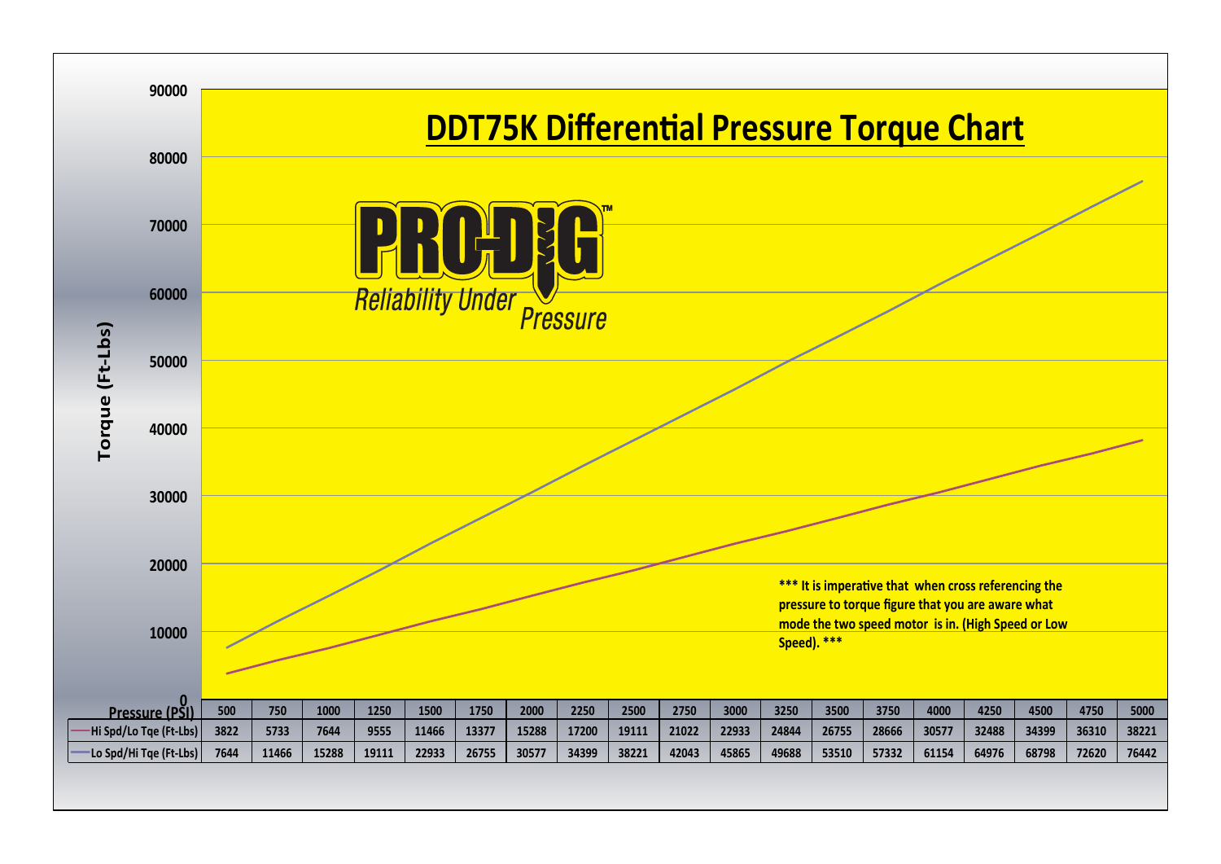# DDT75K Differential Pressure Torque Chart

PRO-DIG™
*Reliability Under Pressure*

**\*\*\* It is imperative that when cross referencing the pressure to torque figure that you are aware what mode the two speed motor is in. (High Speed or Low Speed). \*\*\***

| Pressure (PSI) | 500 | 750 | 1000 | 1250 | 1500 | 1750 | 2000 | 2250 | 2500 | 2750 | 3000 | 3250 | 3500 | 3750 | 4000 | 4250 | 4500 | 4750 | 5000 |
|---|---|---|---|---|---|---|---|---|---|---|---|---|---|---|---|---|---|---|---|
| Hi Spd/Lo Tqe (Ft-Lbs) | 3822 | 5733 | 7644 | 9555 | 11466 | 13377 | 15288 | 17200 | 19111 | 21022 | 22933 | 24844 | 26755 | 28666 | 30577 | 32488 | 34399 | 36310 | 38221 |
| Lo Spd/Hi Tqe (Ft-Lbs) | 7644 | 11466 | 15288 | 19111 | 22933 | 26755 | 30577 | 34399 | 38221 | 42043 | 45865 | 49688 | 53510 | 57332 | 61154 | 64976 | 68798 | 72620 | 76442 |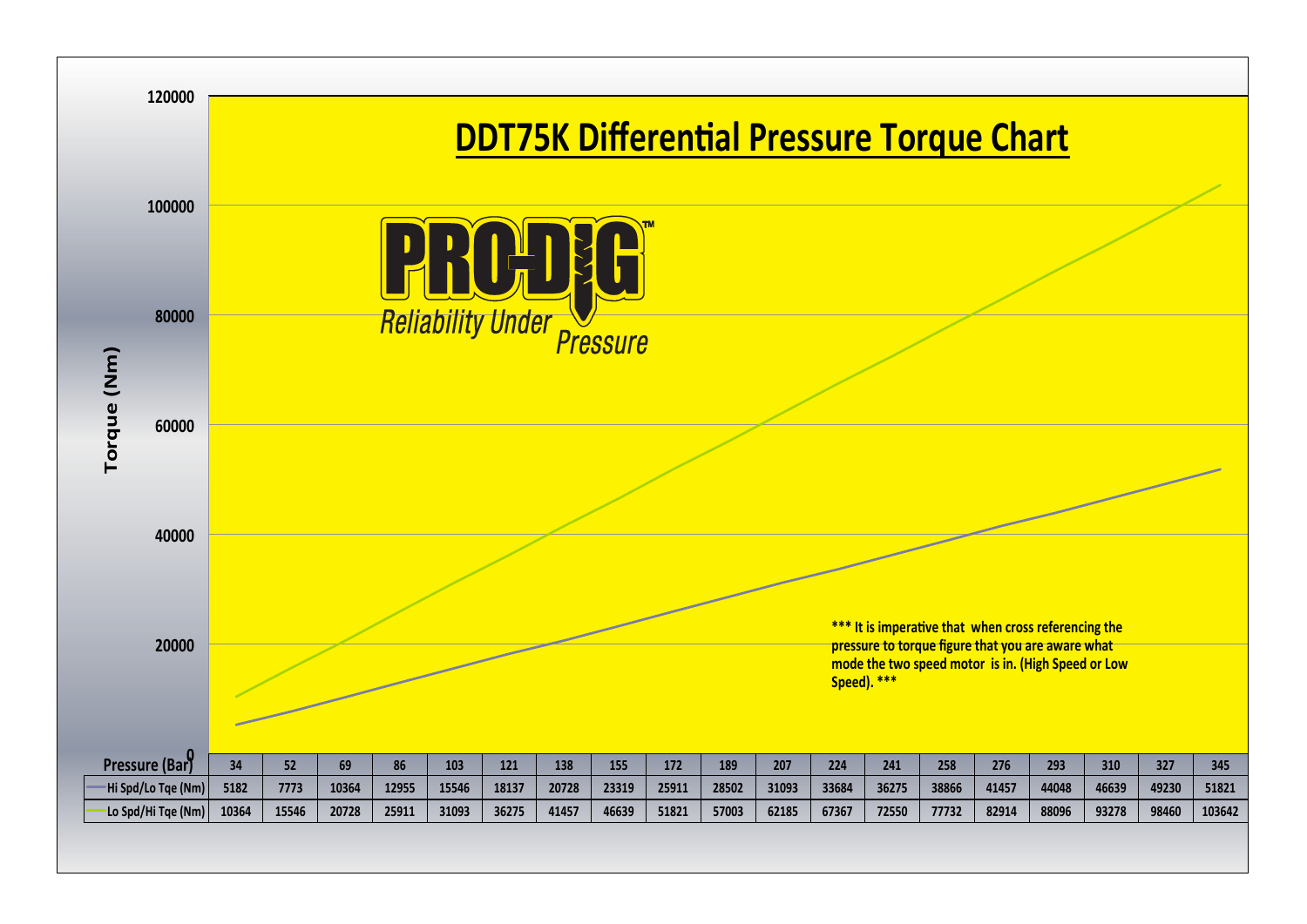# DDT75K Differential Pressure Torque Chart

PRO-DIG™
Reliability Under Pressure

Torque (Nm)

120000
100000
80000
60000
40000
20000
0

*** It is imperative that when cross referencing the pressure to torque figure that you are aware what mode the two speed motor is in. (High Speed or Low Speed). ***

| Pressure (Bar) | 34 | 52 | 69 | 86 | 103 | 121 | 138 | 155 | 172 | 189 | 207 | 224 | 241 | 258 | 276 | 293 | 310 | 327 | 345 |
|---|---|---|---|---|---|---|---|---|---|---|---|---|---|---|---|---|---|---|---|
| Hi Spd/Lo Tqe (Nm) | 5182 | 7773 | 10364 | 12955 | 15546 | 18137 | 20728 | 23319 | 25911 | 28502 | 31093 | 33684 | 36275 | 38866 | 41457 | 44048 | 46639 | 49230 | 51821 |
| Lo Spd/Hi Tqe (Nm) | 10364 | 15546 | 20728 | 25911 | 31093 | 36275 | 41457 | 46639 | 51821 | 57003 | 62185 | 67367 | 72550 | 77732 | 82914 | 88096 | 93278 | 98460 | 103642 |